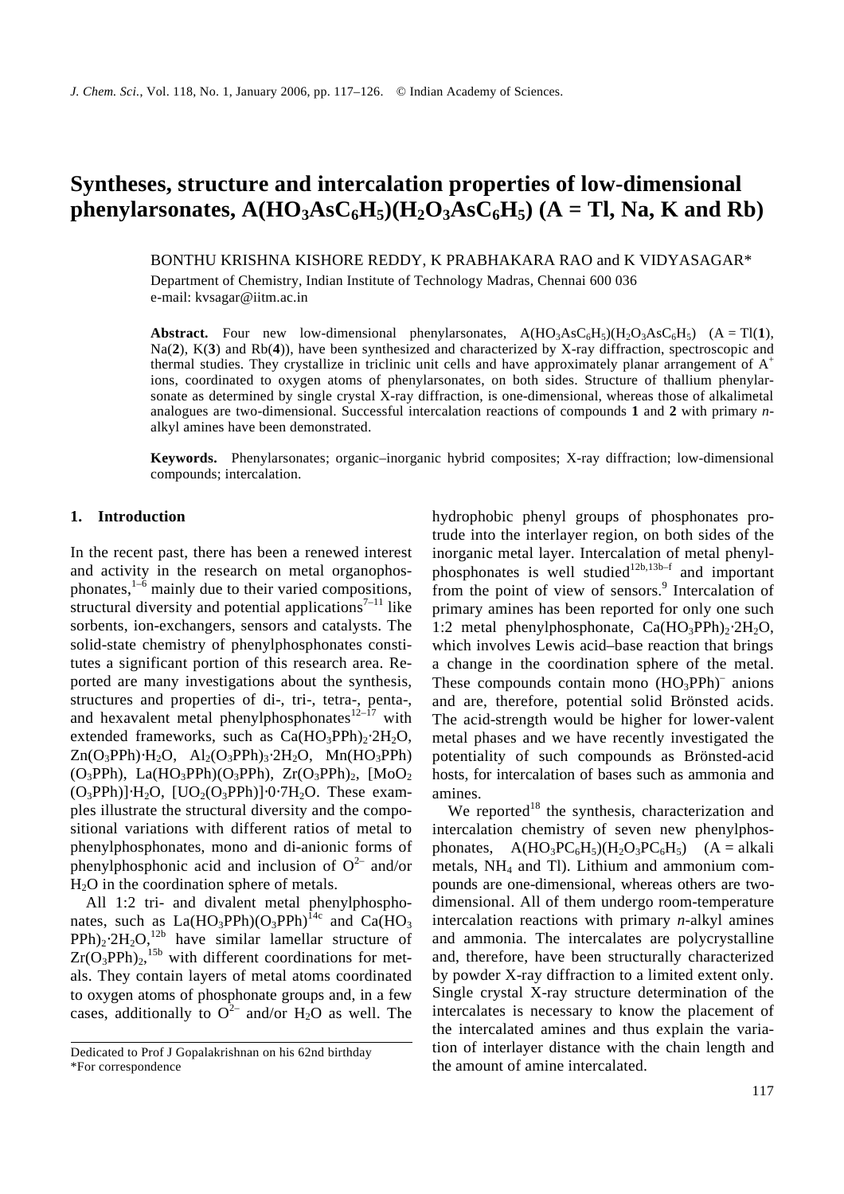# Syntheses, structure and intercalation properties of low-dimensional phenylarsonates, $A(HO_3AsC_6H_5)(H_2O_3AsC_6H_5)$ (A = Tl, Na, K and Rb)

BONTHU KRISHNA KISHORE REDDY, K PRABHAKARA RAO and K VIDYASAGAR*

Department of Chemistry, Indian Institute of Technology Madras, Chennai 600 036
e-mail: kvsagar@iitm.ac.in

**Abstract.** Four new low-dimensional phenylarsonates, $A(HO_3AsC_6H_5)(H_2O_3AsC_6H_5)$ (A = Tl(**1**), Na(**2**), K(**3**) and Rb(**4**)), have been synthesized and characterized by X-ray diffraction, spectroscopic and thermal studies. They crystallize in triclinic unit cells and have approximately planar arrangement of $A^+$ ions, coordinated to oxygen atoms of phenylarsonates, on both sides. Structure of thallium phenylarsonate as determined by single crystal X-ray diffraction, is one-dimensional, whereas those of alkalimetal analogues are two-dimensional. Successful intercalation reactions of compounds **1** and **2** with primary *n*-alkyl amines have been demonstrated.

**Keywords.** Phenylarsonates; organic–inorganic hybrid composites; X-ray diffraction; low-dimensional compounds; intercalation.

## 1. Introduction

In the recent past, there has been a renewed interest and activity in the research on metal organophosphonates,[1–6] mainly due to their varied compositions, structural diversity and potential applications[7–11] like sorbents, ion-exchangers, sensors and catalysts. The solid-state chemistry of phenylphosphonates constitutes a significant portion of this research area. Reported are many investigations about the synthesis, structures and properties of di-, tri-, tetra-, penta-, and hexavalent metal phenylphosphonates[12–17] with extended frameworks, such as $Ca(HO_3PPh)_2{\cdot}2H_2O$, $Zn(O_3PPh){\cdot}H_2O$, $Al_2(O_3PPh)_3{\cdot}2H_2O$, $Mn(HO_3PPh)(O_3PPh)$, $La(HO_3PPh)(O_3PPh)$, $Zr(O_3PPh)_2$, $[MoO_2(O_3PPh)]{\cdot}H_2O$, $[UO_2(O_3PPh)]{\cdot}0{\cdot}7H_2O$. These examples illustrate the structural diversity and the compositional variations with different ratios of metal to phenylphosphonates, mono and di-anionic forms of phenylphosphonic acid and inclusion of $O^{2-}$ and/or $H_2O$ in the coordination sphere of metals.

All 1:2 tri- and divalent metal phenylphosphonates, such as $La(HO_3PPh)(O_3PPh)$[14c] and $Ca(HO_3PPh)_2{\cdot}2H_2O$,[12b] have similar lamellar structure of $Zr(O_3PPh)_2$,[15b] with different coordinations for metals. They contain layers of metal atoms coordinated to oxygen atoms of phosphonate groups and, in a few cases, additionally to $O^{2-}$ and/or $H_2O$ as well. The hydrophobic phenyl groups of phosphonates protrude into the interlayer region, on both sides of the inorganic metal layer. Intercalation of metal phenylphosphonates is well studied[12b,13b–f] and important from the point of view of sensors.[9] Intercalation of primary amines has been reported for only one such 1:2 metal phenylphosphonate, $Ca(HO_3PPh)_2{\cdot}2H_2O$, which involves Lewis acid–base reaction that brings a change in the coordination sphere of the metal. These compounds contain mono $(HO_3PPh)^-$ anions and are, therefore, potential solid Brönsted acids. The acid-strength would be higher for lower-valent metal phases and we have recently investigated the potentiality of such compounds as Brönsted-acid hosts, for intercalation of bases such as ammonia and amines.

We reported[18] the synthesis, characterization and intercalation chemistry of seven new phenylphosphonates, $A(HO_3PC_6H_5)(H_2O_3PC_6H_5)$ (A = alkali metals, $NH_4$ and Tl). Lithium and ammonium compounds are one-dimensional, whereas others are two-dimensional. All of them undergo room-temperature intercalation reactions with primary *n*-alkyl amines and ammonia. The intercalates are polycrystalline and, therefore, have been structurally characterized by powder X-ray diffraction to a limited extent only. Single crystal X-ray structure determination of the intercalates is necessary to know the placement of the intercalated amines and thus explain the variation of interlayer distance with the chain length and the amount of amine intercalated.

Dedicated to Prof J Gopalakrishnan on his 62nd birthday
*For correspondence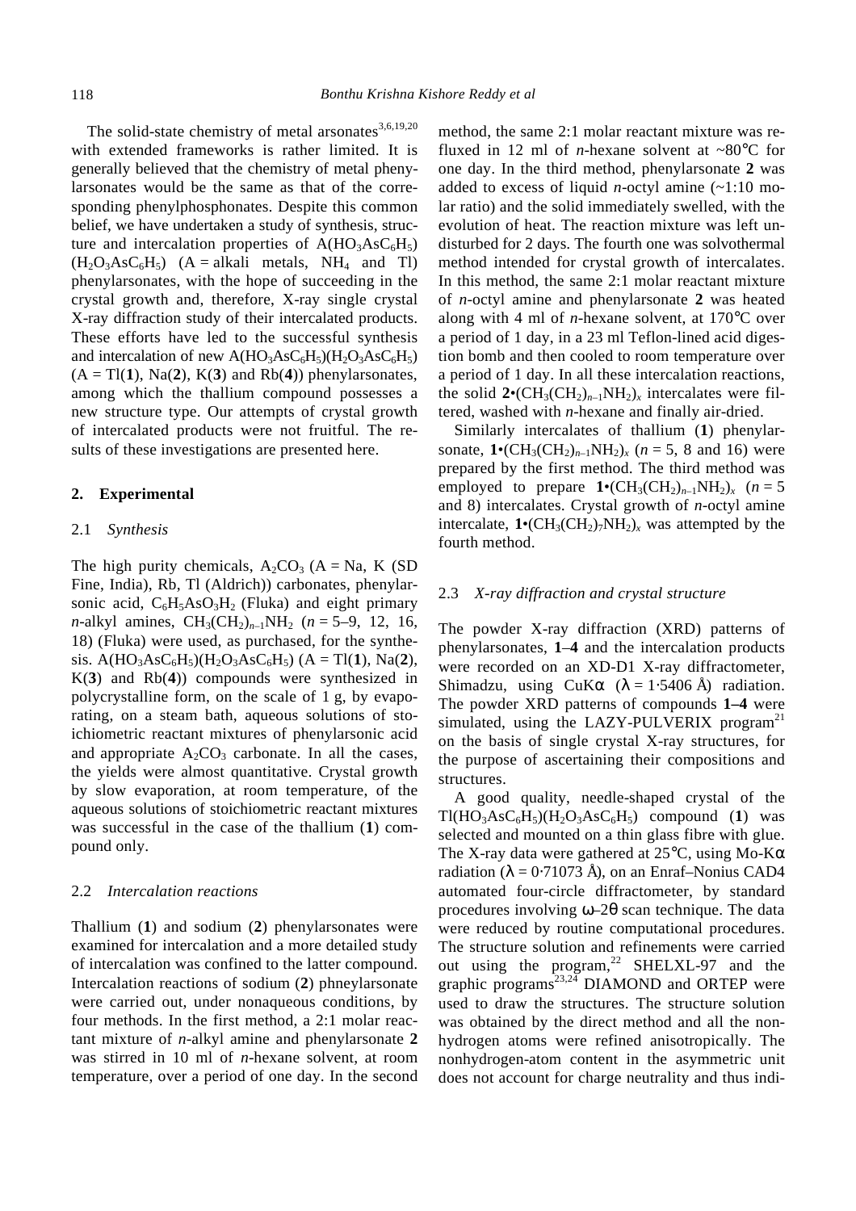The solid-state chemistry of metal arsonates[3,6,19,20] with extended frameworks is rather limited. It is generally believed that the chemistry of metal phenylarsonates would be the same as that of the corresponding phenylphosphonates. Despite this common belief, we have undertaken a study of synthesis, structure and intercalation properties of $A(HO_3AsC_6H_5)(H_2O_3AsC_6H_5)$ (A = alkali metals, $NH_4$ and Tl) phenylarsonates, with the hope of succeeding in the crystal growth and, therefore, X-ray single crystal X-ray diffraction study of their intercalated products. These efforts have led to the successful synthesis and intercalation of new $A(HO_3AsC_6H_5)(H_2O_3AsC_6H_5)$ (A = Tl(**1**), Na(**2**), K(**3**) and Rb(**4**)) phenylarsonates, among which the thallium compound possesses a new structure type. Our attempts of crystal growth of intercalated products were not fruitful. The results of these investigations are presented here.

## 2. Experimental

### 2.1 *Synthesis*

The high purity chemicals, $A_2CO_3$ (A = Na, K (SD Fine, India), Rb, Tl (Aldrich)) carbonates, phenylarsonic acid, $C_6H_5AsO_3H_2$ (Fluka) and eight primary *n*-alkyl amines, $CH_3(CH_2)_{n-1}NH_2$ ($n$ = 5–9, 12, 16, 18) (Fluka) were used, as purchased, for the synthesis. $A(HO_3AsC_6H_5)(H_2O_3AsC_6H_5)$ (A = Tl(**1**), Na(**2**), K(**3**) and Rb(**4**)) compounds were synthesized in polycrystalline form, on the scale of 1 g, by evaporating, on a steam bath, aqueous solutions of stoichiometric reactant mixtures of phenylarsonic acid and appropriate $A_2CO_3$ carbonate. In all the cases, the yields were almost quantitative. Crystal growth by slow evaporation, at room temperature, of the aqueous solutions of stoichiometric reactant mixtures was successful in the case of the thallium (**1**) compound only.

### 2.2 *Intercalation reactions*

Thallium (**1**) and sodium (**2**) phenylarsonates were examined for intercalation and a more detailed study of intercalation was confined to the latter compound. Intercalation reactions of sodium (**2**) phneylarsonate were carried out, under nonaqueous conditions, by four methods. In the first method, a 2:1 molar reactant mixture of *n*-alkyl amine and phenylarsonate **2** was stirred in 10 ml of *n*-hexane solvent, at room temperature, over a period of one day. In the second method, the same 2:1 molar reactant mixture was refluxed in 12 ml of *n*-hexane solvent at ~80°C for one day. In the third method, phenylarsonate **2** was added to excess of liquid *n*-octyl amine (~1:10 molar ratio) and the solid immediately swelled, with the evolution of heat. The reaction mixture was left undisturbed for 2 days. The fourth one was solvothermal method intended for crystal growth of intercalates. In this method, the same 2:1 molar reactant mixture of *n*-octyl amine and phenylarsonate **2** was heated along with 4 ml of *n*-hexane solvent, at 170°C over a period of 1 day, in a 23 ml Teflon-lined acid digestion bomb and then cooled to room temperature over a period of 1 day. In all these intercalation reactions, the solid $\mathbf{2}\cdot(CH_3(CH_2)_{n-1}NH_2)_x$ intercalates were filtered, washed with *n*-hexane and finally air-dried.

Similarly intercalates of thallium (**1**) phenylarsonate, $\mathbf{1}\cdot(CH_3(CH_2)_{n-1}NH_2)_x$ ($n$ = 5, 8 and 16) were prepared by the first method. The third method was employed to prepare $\mathbf{1}\cdot(CH_3(CH_2)_{n-1}NH_2)_x$ ($n$ = 5 and 8) intercalates. Crystal growth of *n*-octyl amine intercalate, $\mathbf{1}\cdot(CH_3(CH_2)_7NH_2)_x$ was attempted by the fourth method.

### 2.3 *X-ray diffraction and crystal structure*

The powder X-ray diffraction (XRD) patterns of phenylarsonates, **1–4** and the intercalation products were recorded on an XD-D1 X-ray diffractometer, Shimadzu, using CuKα ($\lambda$ = 1·5406 Å) radiation. The powder XRD patterns of compounds **1–4** were simulated, using the LAZY-PULVERIX program[21] on the basis of single crystal X-ray structures, for the purpose of ascertaining their compositions and structures.

A good quality, needle-shaped crystal of the $Tl(HO_3AsC_6H_5)(H_2O_3AsC_6H_5)$ compound (**1**) was selected and mounted on a thin glass fibre with glue. The X-ray data were gathered at 25°C, using Mo-Kα radiation ($\lambda$ = 0·71073 Å), on an Enraf–Nonius CAD4 automated four-circle diffractometer, by standard procedures involving ω–2θ scan technique. The data were reduced by routine computational procedures. The structure solution and refinements were carried out using the program,[22] SHELXL-97 and the graphic programs[23,24] DIAMOND and ORTEP were used to draw the structures. The structure solution was obtained by the direct method and all the nonhydrogen atoms were refined anisotropically. The nonhydrogen-atom content in the asymmetric unit does not account for charge neutrality and thus indi-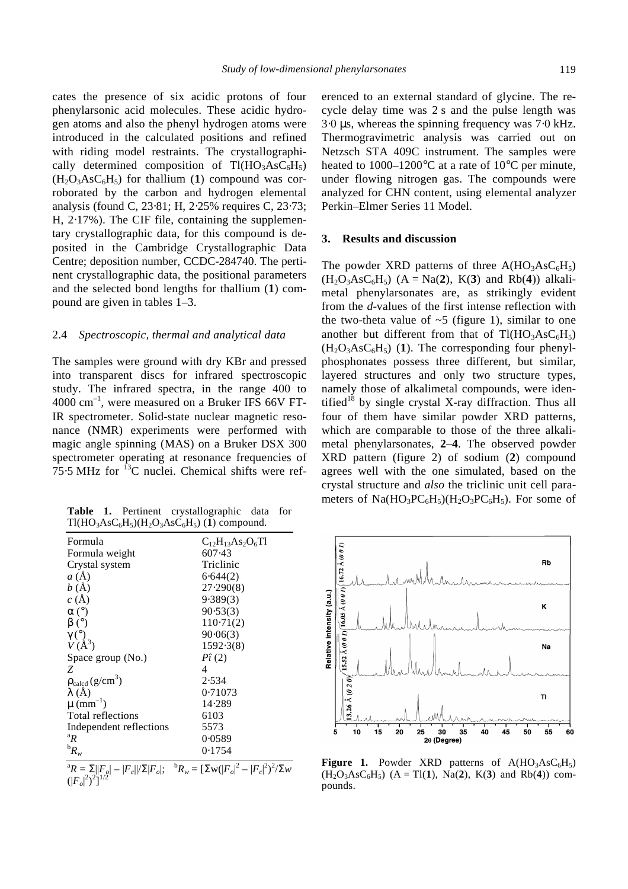cates the presence of six acidic protons of four phenylarsonic acid molecules. These acidic hydrogen atoms and also the phenyl hydrogen atoms were introduced in the calculated positions and refined with riding model restraints. The crystallographically determined composition of $Tl(HO_3AsC_6H_5)(H_2O_3AsC_6H_5)$ for thallium (**1**) compound was corroborated by the carbon and hydrogen elemental analysis (found C, 23·81; H, 2·25% requires C, 23·73; H, 2·17%). The CIF file, containing the supplementary crystallographic data, for this compound is deposited in the Cambridge Crystallographic Data Centre; deposition number, CCDC-284740. The pertinent crystallographic data, the positional parameters and the selected bond lengths for thallium (**1**) compound are given in tables 1–3.

### 2.4 *Spectroscopic, thermal and analytical data*

The samples were ground with dry KBr and pressed into transparent discs for infrared spectroscopic study. The infrared spectra, in the range 400 to 4000 $cm^{-1}$, were measured on a Bruker IFS 66V FT-IR spectrometer. Solid-state nuclear magnetic resonance (NMR) experiments were performed with magic angle spinning (MAS) on a Bruker DSX 300 spectrometer operating at resonance frequencies of 75·5 MHz for $^{13}C$ nuclei. Chemical shifts were referenced to an external standard of glycine. The recycle delay time was 2 s and the pulse length was 3·0 μs, whereas the spinning frequency was 7·0 kHz. Thermogravimetric analysis was carried out on Netzsch STA 409C instrument. The samples were heated to 1000–1200°C at a rate of 10°C per minute, under flowing nitrogen gas. The compounds were analyzed for CHN content, using elemental analyzer Perkin–Elmer Series 11 Model.

**Table 1.** Pertinent crystallographic data for $Tl(HO_3AsC_6H_5)(H_2O_3AsC_6H_5)$ (**1**) compound.

| | |
|---|---|
| Formula | $C_{12}H_{13}As_2O_6Tl$ |
| Formula weight | 607·43 |
| Crystal system | Triclinic |
| $a$ (Å) | 6·644(2) |
| $b$ (Å) | 27·290(8) |
| $c$ (Å) | 9·389(3) |
| α (°) | 90·53(3) |
| β (°) | 110·71(2) |
| γ (°) | 90·06(3) |
| $V$ (Å$^3$) | 1592·3(8) |
| Space group (No.) | $P\bar{1}$ (2) |
| $Z$ | 4 |
| $\rho_{calcd}$ (g/cm$^3$) | 2·534 |
| λ (Å) | 0·71073 |
| μ (mm$^{-1}$) | 14·289 |
| Total reflections | 6103 |
| Independent reflections | 5573 |
| $^aR$ | 0·0589 |
| $^bR_w$ | 0·1754 |

$^aR = \Sigma||F_o| - |F_c||/\Sigma|F_o|$; $^bR_w = [\Sigma w(|F_o|^2 - |F_c|^2)^2/\Sigma w(|F_o|^2)^2]^{1/2}$

## 3. Results and discussion

The powder XRD patterns of three $A(HO_3AsC_6H_5)(H_2O_3AsC_6H_5)$ (A = Na(**2**), K(**3**) and Rb(**4**)) alkalimetal phenylarsonates are, as strikingly evident from the *d*-values of the first intense reflection with the two-theta value of ~5 (figure 1), similar to one another but different from that of $Tl(HO_3AsC_6H_5)(H_2O_3AsC_6H_5)$ (**1**). The corresponding four phenylphosphonates possess three different, but similar, layered structures and only two structure types, namely those of alkalimetal compounds, were identified[18] by single crystal X-ray diffraction. Thus all four of them have similar powder XRD patterns, which are comparable to those of the three alkalimetal phenylarsonates, **2**–**4**. The observed powder XRD pattern (figure 2) of sodium (**2**) compound agrees well with the one simulated, based on the crystal structure and *also* the triclinic unit cell parameters of $Na(HO_3PC_6H_5)(H_2O_3PC_6H_5)$. For some of

**Figure 1.** Powder XRD patterns of $A(HO_3AsC_6H_5)(H_2O_3AsC_6H_5)$ (A = Tl(**1**), Na(**2**), K(**3**) and Rb(**4**)) compounds.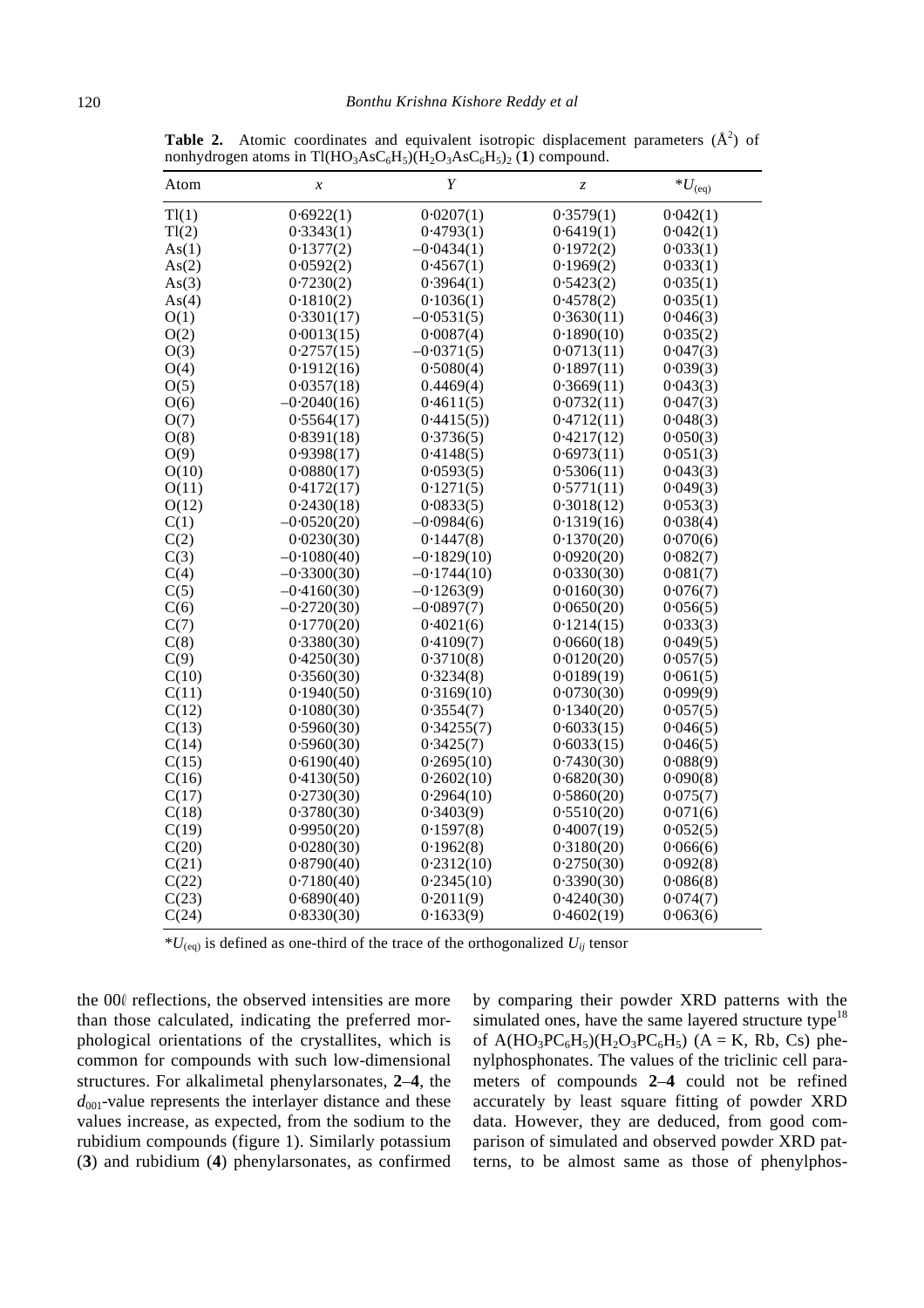**Table 2.** Atomic coordinates and equivalent isotropic displacement parameters ($Å^2$) of nonhydrogen atoms in $Tl(HO_3AsC_6H_5)(H_2O_3AsC_6H_5)_2$ (**1**) compound.

| Atom | *x* | *Y* | *z* | $^*U_{(eq)}$ |
|---|---|---|---|---|
| Tl(1) | 0·6922(1) | 0·0207(1) | 0·3579(1) | 0·042(1) |
| Tl(2) | 0·3343(1) | 0·4793(1) | 0·6419(1) | 0·042(1) |
| As(1) | 0·1377(2) | –0·0434(1) | 0·1972(2) | 0·033(1) |
| As(2) | 0·0592(2) | 0·4567(1) | 0·1969(2) | 0·033(1) |
| As(3) | 0·7230(2) | 0·3964(1) | 0·5423(2) | 0·035(1) |
| As(4) | 0·1810(2) | 0·1036(1) | 0·4578(2) | 0·035(1) |
| O(1) | 0·3301(17) | –0·0531(5) | 0·3630(11) | 0·046(3) |
| O(2) | 0·0013(15) | 0·0087(4) | 0·1890(10) | 0·035(2) |
| O(3) | 0·2757(15) | –0·0371(5) | 0·0713(11) | 0·047(3) |
| O(4) | 0·1912(16) | 0·5080(4) | 0·1897(11) | 0·039(3) |
| O(5) | 0·0357(18) | 0.4469(4) | 0·3669(11) | 0·043(3) |
| O(6) | –0·2040(16) | 0·4611(5) | 0·0732(11) | 0·047(3) |
| O(7) | 0·5564(17) | 0·4415(5)) | 0·4712(11) | 0·048(3) |
| O(8) | 0·8391(18) | 0·3736(5) | 0·4217(12) | 0·050(3) |
| O(9) | 0·9398(17) | 0·4148(5) | 0·6973(11) | 0·051(3) |
| O(10) | 0·0880(17) | 0·0593(5) | 0·5306(11) | 0·043(3) |
| O(11) | 0·4172(17) | 0·1271(5) | 0·5771(11) | 0·049(3) |
| O(12) | 0·2430(18) | 0·0833(5) | 0·3018(12) | 0·053(3) |
| C(1) | –0·0520(20) | –0·0984(6) | 0·1319(16) | 0·038(4) |
| C(2) | 0·0230(30) | 0·1447(8) | 0·1370(20) | 0·070(6) |
| C(3) | –0·1080(40) | –0·1829(10) | 0·0920(20) | 0·082(7) |
| C(4) | –0·3300(30) | –0·1744(10) | 0·0330(30) | 0·081(7) |
| C(5) | –0·4160(30) | –0·1263(9) | 0·0160(30) | 0·076(7) |
| C(6) | –0·2720(30) | –0·0897(7) | 0·0650(20) | 0·056(5) |
| C(7) | 0·1770(20) | 0·4021(6) | 0·1214(15) | 0·033(3) |
| C(8) | 0·3380(30) | 0·4109(7) | 0·0660(18) | 0·049(5) |
| C(9) | 0·4250(30) | 0·3710(8) | 0·0120(20) | 0·057(5) |
| C(10) | 0·3560(30) | 0·3234(8) | 0·0189(19) | 0·061(5) |
| C(11) | 0·1940(50) | 0·3169(10) | 0·0730(30) | 0·099(9) |
| C(12) | 0·1080(30) | 0·3554(7) | 0·1340(20) | 0·057(5) |
| C(13) | 0·5960(30) | 0·34255(7) | 0·6033(15) | 0·046(5) |
| C(14) | 0·5960(30) | 0·3425(7) | 0·6033(15) | 0·046(5) |
| C(15) | 0·6190(40) | 0·2695(10) | 0·7430(30) | 0·088(9) |
| C(16) | 0·4130(50) | 0·2602(10) | 0·6820(30) | 0·090(8) |
| C(17) | 0·2730(30) | 0·2964(10) | 0·5860(20) | 0·075(7) |
| C(18) | 0·3780(30) | 0·3403(9) | 0·5510(20) | 0·071(6) |
| C(19) | 0·9950(20) | 0·1597(8) | 0·4007(19) | 0·052(5) |
| C(20) | 0·0280(30) | 0·1962(8) | 0·3180(20) | 0·066(6) |
| C(21) | 0·8790(40) | 0·2312(10) | 0·2750(30) | 0·092(8) |
| C(22) | 0·7180(40) | 0·2345(10) | 0·3390(30) | 0·086(8) |
| C(23) | 0·6890(40) | 0·2011(9) | 0·4240(30) | 0·074(7) |
| C(24) | 0·8330(30) | 0·1633(9) | 0·4602(19) | 0·063(6) |

$^*U_{(eq)}$ is defined as one-third of the trace of the orthogonalized $U_{ij}$ tensor

the $00\ell$ reflections, the observed intensities are more than those calculated, indicating the preferred morphological orientations of the crystallites, which is common for compounds with such low-dimensional structures. For alkalimetal phenylarsonates, **2**–**4**, the $d_{001}$-value represents the interlayer distance and these values increase, as expected, from the sodium to the rubidium compounds (figure 1). Similarly potassium (**3**) and rubidium (**4**) phenylarsonates, as confirmed by comparing their powder XRD patterns with the simulated ones, have the same layered structure type[18] of $A(HO_3PC_6H_5)(H_2O_3PC_6H_5)$ (A = K, Rb, Cs) phenylphosphonates. The values of the triclinic cell parameters of compounds **2**–**4** could not be refined accurately by least square fitting of powder XRD data. However, they are deduced, from good comparison of simulated and observed powder XRD patterns, to be almost same as those of phenylphos-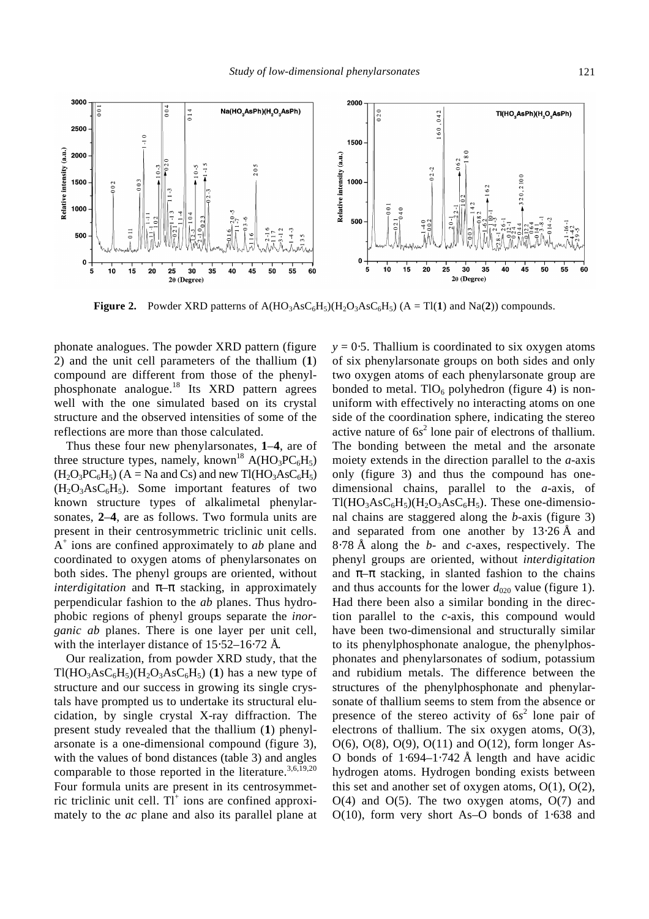**Figure 2.** Powder XRD patterns of $A(HO_3AsC_6H_5)(H_2O_3AsC_6H_5)$ (A = Tl(**1**) and Na(**2**)) compounds.

phonate analogues. The powder XRD pattern (figure 2) and the unit cell parameters of the thallium (**1**) compound are different from those of the phenylphosphonate analogue.[18] Its XRD pattern agrees well with the one simulated based on its crystal structure and the observed intensities of some of the reflections are more than those calculated.

Thus these four new phenylarsonates, **1**–**4**, are of three structure types, namely, known[18] $A(HO_3PC_6H_5)(H_2O_3PC_6H_5)$ (A = Na and Cs) and new $Tl(HO_3AsC_6H_5)(H_2O_3AsC_6H_5)$. Some important features of two known structure types of alkalimetal phenylarsonates, **2**–**4**, are as follows. Two formula units are present in their centrosymmetric triclinic unit cells. $A^+$ ions are confined approximately to *ab* plane and coordinated to oxygen atoms of phenylarsonates on both sides. The phenyl groups are oriented, without *interdigitation* and π–π stacking, in approximately perpendicular fashion to the *ab* planes. Thus hydrophobic regions of phenyl groups separate the *inorganic ab* planes. There is one layer per unit cell, with the interlayer distance of 15·52–16·72 Å.

Our realization, from powder XRD study, that the $Tl(HO_3AsC_6H_5)(H_2O_3AsC_6H_5)$ (**1**) has a new type of structure and our success in growing its single crystals have prompted us to undertake its structural elucidation, by single crystal X-ray diffraction. The present study revealed that the thallium (**1**) phenylarsonate is a one-dimensional compound (figure 3), with the values of bond distances (table 3) and angles comparable to those reported in the literature.[3,6,19,20] Four formula units are present in its centrosymmetric triclinic unit cell. $Tl^+$ ions are confined approximately to the *ac* plane and also its parallel plane at $y = 0·5$. Thallium is coordinated to six oxygen atoms of six phenylarsonate groups on both sides and only two oxygen atoms of each phenylarsonate group are bonded to metal. $TlO_6$ polyhedron (figure 4) is non-uniform with effectively no interacting atoms on one side of the coordination sphere, indicating the stereo active nature of $6s^2$ lone pair of electrons of thallium. The bonding between the metal and the arsonate moiety extends in the direction parallel to the *a*-axis only (figure 3) and thus the compound has one-dimensional chains, parallel to the *a*-axis, of $Tl(HO_3AsC_6H_5)(H_2O_3AsC_6H_5)$. These one-dimensional chains are staggered along the *b*-axis (figure 3) and separated from one another by 13·26 Å and 8·78 Å along the *b*- and *c*-axes, respectively. The phenyl groups are oriented, without *interdigitation* and π–π stacking, in slanted fashion to the chains and thus accounts for the lower $d_{020}$ value (figure 1). Had there been also a similar bonding in the direction parallel to the *c*-axis, this compound would have been two-dimensional and structurally similar to its phenylphosphonate analogue, the phenylphosphonates and phenylarsonates of sodium, potassium and rubidium metals. The difference between the structures of the phenylphosphonate and phenylarsonate of thallium seems to stem from the absence or presence of the stereo activity of $6s^2$ lone pair of electrons of thallium. The six oxygen atoms, O(3), O(6), O(8), O(9), O(11) and O(12), form longer As-O bonds of 1·694–1·742 Å length and have acidic hydrogen atoms. Hydrogen bonding exists between this set and another set of oxygen atoms, O(1), O(2), O(4) and O(5). The two oxygen atoms, O(7) and O(10), form very short As–O bonds of 1·638 and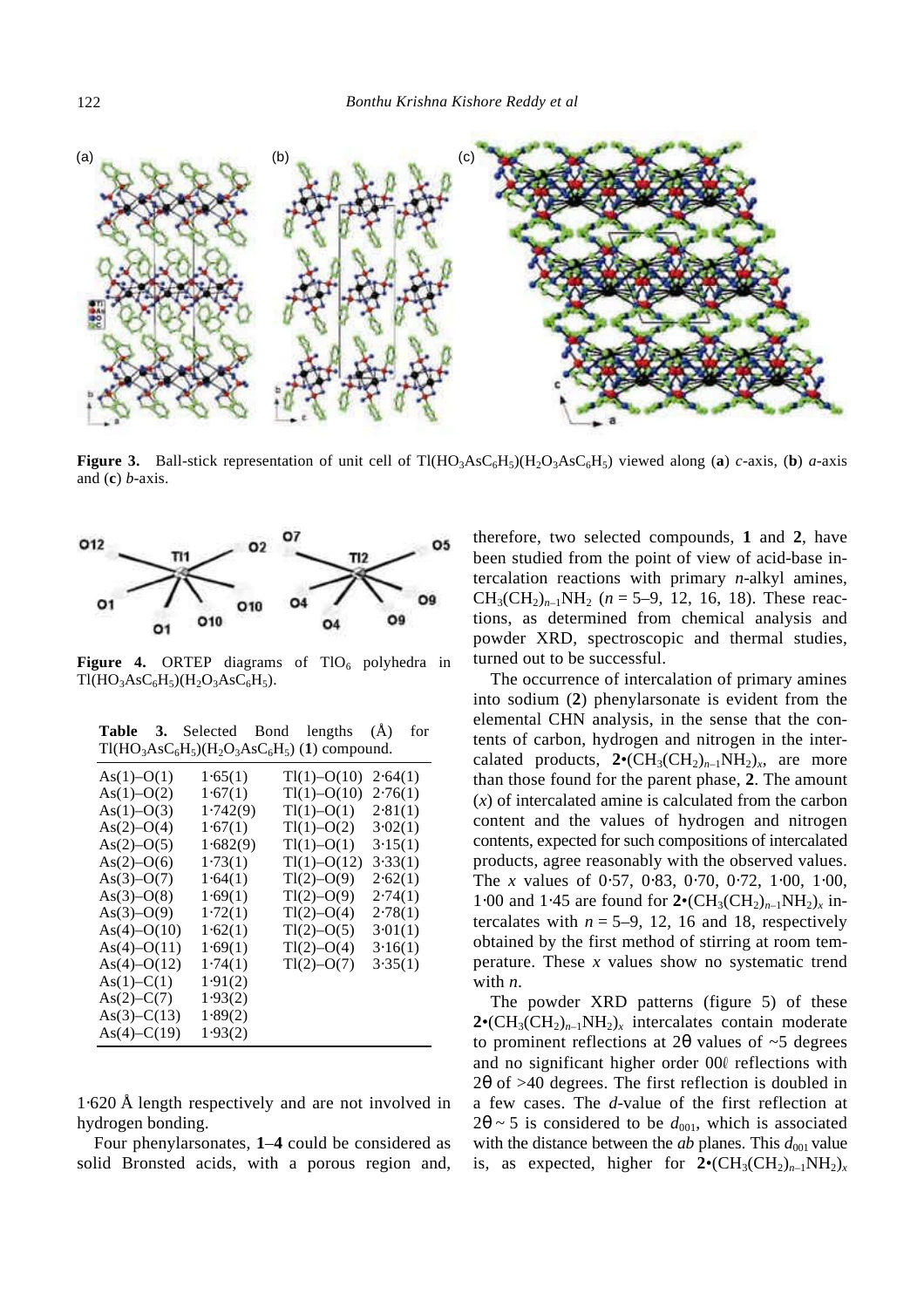**Figure 3.** Ball-stick representation of unit cell of $Tl(HO_3AsC_6H_5)(H_2O_3AsC_6H_5)$ viewed along (**a**) *c*-axis, (**b**) *a*-axis and (**c**) *b*-axis.

**Figure 4.** ORTEP diagrams of $TlO_6$ polyhedra in $Tl(HO_3AsC_6H_5)(H_2O_3AsC_6H_5)$.

**Table 3.** Selected Bond lengths (Å) for $Tl(HO_3AsC_6H_5)(H_2O_3AsC_6H_5)$ (**1**) compound.

| | | | |
|---|---|---|---|
| As(1)–O(1) | 1·65(1) | Tl(1)–O(10) | 2·64(1) |
| As(1)–O(2) | 1·67(1) | Tl(1)–O(10) | 2·76(1) |
| As(1)–O(3) | 1·742(9) | Tl(1)–O(1) | 2·81(1) |
| As(2)–O(4) | 1·67(1) | Tl(1)–O(2) | 3·02(1) |
| As(2)–O(5) | 1·682(9) | Tl(1)–O(1) | 3·15(1) |
| As(2)–O(6) | 1·73(1) | Tl(1)–O(12) | 3·33(1) |
| As(3)–O(7) | 1·64(1) | Tl(2)–O(9) | 2·62(1) |
| As(3)–O(8) | 1·69(1) | Tl(2)–O(9) | 2·74(1) |
| As(3)–O(9) | 1·72(1) | Tl(2)–O(4) | 2·78(1) |
| As(4)–O(10) | 1·62(1) | Tl(2)–O(5) | 3·01(1) |
| As(4)–O(11) | 1·69(1) | Tl(2)–O(4) | 3·16(1) |
| As(4)–O(12) | 1·74(1) | Tl(2)–O(7) | 3·35(1) |
| As(1)–C(1) | 1·91(2) | | |
| As(2)–C(7) | 1·93(2) | | |
| As(3)–C(13) | 1·89(2) | | |
| As(4)–C(19) | 1·93(2) | | |

1·620 Å length respectively and are not involved in hydrogen bonding.

Four phenylarsonates, **1**–**4** could be considered as solid Bronsted acids, with a porous region and, therefore, two selected compounds, **1** and **2**, have been studied from the point of view of acid-base intercalation reactions with primary *n*-alkyl amines, $CH_3(CH_2)_{n-1}NH_2$ ($n$ = 5–9, 12, 16, 18). These reactions, as determined from chemical analysis and powder XRD, spectroscopic and thermal studies, turned out to be successful.

The occurrence of intercalation of primary amines into sodium (**2**) phenylarsonate is evident from the elemental CHN analysis, in the sense that the contents of carbon, hydrogen and nitrogen in the intercalated products, **2**•$(CH_3(CH_2)_{n-1}NH_2)_x$, are more than those found for the parent phase, **2**. The amount ($x$) of intercalated amine is calculated from the carbon content and the values of hydrogen and nitrogen contents, expected for such compositions of intercalated products, agree reasonably with the observed values. The $x$ values of 0·57, 0·83, 0·70, 0·72, 1·00, 1·00 and 1·45 are found for **2**•$(CH_3(CH_2)_{n-1}NH_2)_x$ intercalates with $n$ = 5–9, 12, 16 and 18, respectively obtained by the first method of stirring at room temperature. These $x$ values show no systematic trend with $n$.

The powder XRD patterns (figure 5) of these **2**•$(CH_3(CH_2)_{n-1}NH_2)_x$ intercalates contain moderate to prominent reflections at 2θ values of ~5 degrees and no significant higher order $00\ell$ reflections with 2θ of >40 degrees. The first reflection is doubled in a few cases. The *d*-value of the first reflection at 2θ ~ 5 is considered to be $d_{001}$, which is associated with the distance between the *ab* planes. This $d_{001}$ value is, as expected, higher for **2**•$(CH_3(CH_2)_{n-1}NH_2)_x$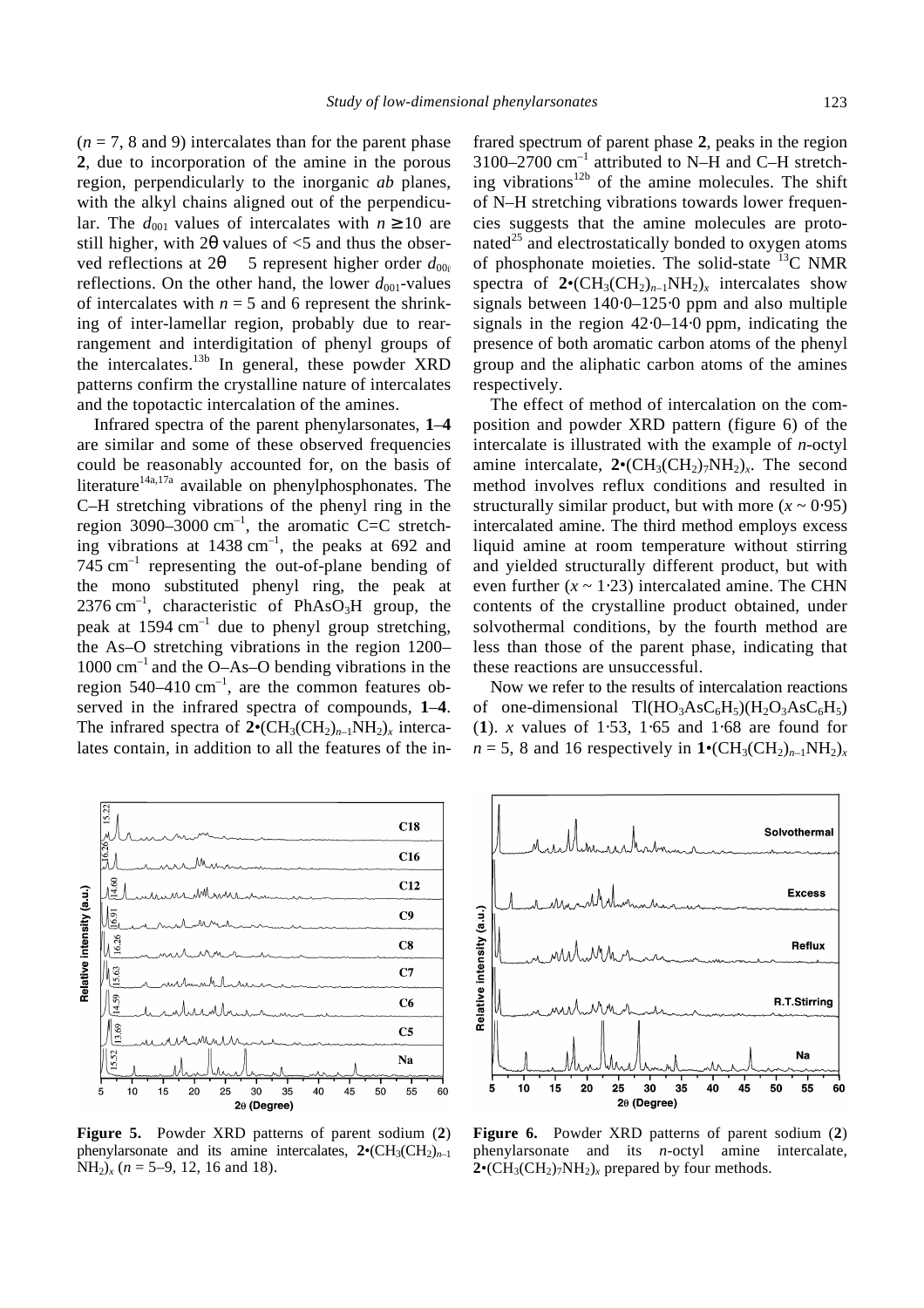($n$ = 7, 8 and 9) intercalates than for the parent phase **2**, due to incorporation of the amine in the porous region, perpendicularly to the inorganic *ab* planes, with the alkyl chains aligned out of the perpendicular. The $d_{001}$ values of intercalates with $n \geq 10$ are still higher, with 2θ values of <5 and thus the observed reflections at 2θ  5 represent higher order $d_{00l}$ reflections. On the other hand, the lower $d_{001}$-values of intercalates with $n$ = 5 and 6 represent the shrinking of inter-lamellar region, probably due to rearrangement and interdigitation of phenyl groups of the intercalates.[13b] In general, these powder XRD patterns confirm the crystalline nature of intercalates and the topotactic intercalation of the amines.

Infrared spectra of the parent phenylarsonates, **1–4** are similar and some of these observed frequencies could be reasonably accounted for, on the basis of literature[14a,17a] available on phenylphosphonates. The C–H stretching vibrations of the phenyl ring in the region 3090–3000 $cm^{-1}$, the aromatic C=C stretching vibrations at 1438 $cm^{-1}$, the peaks at 692 and 745 $cm^{-1}$ representing the out-of-plane bending of the mono substituted phenyl ring, the peak at 2376 $cm^{-1}$, characteristic of $PhAsO_3H$ group, the peak at 1594 $cm^{-1}$ due to phenyl group stretching, the As–O stretching vibrations in the region 1200–1000 $cm^{-1}$ and the O–As–O bending vibrations in the region 540–410 $cm^{-1}$, are the common features observed in the infrared spectra of compounds, **1–4**. The infrared spectra of **2**•$(CH_3(CH_2)_{n-1}NH_2)_x$ intercalates contain, in addition to all the features of the infrared spectrum of parent phase **2**, peaks in the region 3100–2700 $cm^{-1}$ attributed to N–H and C–H stretching vibrations[12b] of the amine molecules. The shift of N–H stretching vibrations towards lower frequencies suggests that the amine molecules are protonated[25] and electrostatically bonded to oxygen atoms of phosphonate moieties. The solid-state $^{13}C$ NMR spectra of **2**•$(CH_3(CH_2)_{n-1}NH_2)_x$ intercalates show signals between 140·0–125·0 ppm and also multiple signals in the region 42·0–14·0 ppm, indicating the presence of both aromatic carbon atoms of the phenyl group and the aliphatic carbon atoms of the amines respectively.

The effect of method of intercalation on the composition and powder XRD pattern (figure 6) of the intercalate is illustrated with the example of *n*-octyl amine intercalate, **2**•$(CH_3(CH_2)_7NH_2)_x$. The second method involves reflux conditions and resulted in structurally similar product, but with more ($x$ ~ 0·95) intercalated amine. The third method employs excess liquid amine at room temperature without stirring and yielded structurally different product, but with even further ($x$ ~ 1·23) intercalated amine. The CHN contents of the crystalline product obtained, under solvothermal conditions, by the fourth method are less than those of the parent phase, indicating that these reactions are unsuccessful.

Now we refer to the results of intercalation reactions of one-dimensional $Tl(HO_3AsC_6H_5)(H_2O_3AsC_6H_5)$ (**1**). $x$ values of 1·53, 1·65 and 1·68 are found for $n$ = 5, 8 and 16 respectively in **1**•$(CH_3(CH_2)_{n-1}NH_2)_x$

**Figure 5.** Powder XRD patterns of parent sodium (**2**) phenylarsonate and its amine intercalates, **2**•$(CH_3(CH_2)_{n-1}NH_2)_x$ ($n$ = 5–9, 12, 16 and 18).

**Figure 6.** Powder XRD patterns of parent sodium (**2**) phenylarsonate and its *n*-octyl amine intercalate, **2**•$(CH_3(CH_2)_7NH_2)_x$ prepared by four methods.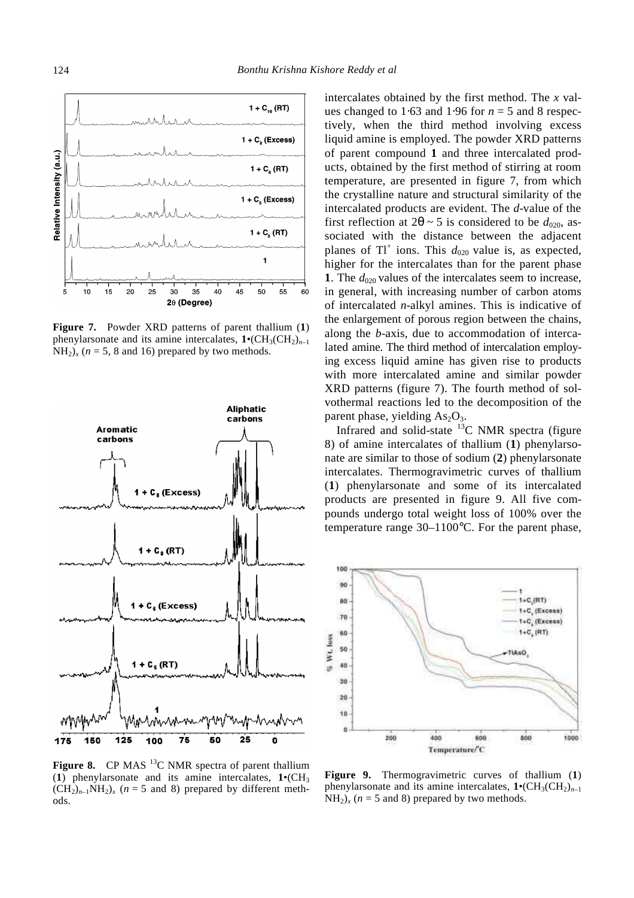**Figure 7.** Powder XRD patterns of parent thallium (**1**) phenylarsonate and its amine intercalates, $\mathbf{1}\bullet(CH_3(CH_2)_{n-1}NH_2)_x$ ($n$ = 5, 8 and 16) prepared by two methods.

**Figure 8.** CP MAS $^{13}C$ NMR spectra of parent thallium (**1**) phenylarsonate and its amine intercalates, $\mathbf{1}\bullet(CH_3(CH_2)_{n-1}NH_2)_x$ ($n$ = 5 and 8) prepared by different methods.

intercalates obtained by the first method. The $x$ values changed to 1·63 and 1·96 for $n$ = 5 and 8 respectively, when the third method involving excess liquid amine is employed. The powder XRD patterns of parent compound **1** and three intercalated products, obtained by the first method of stirring at room temperature, are presented in figure 7, from which the crystalline nature and structural similarity of the intercalated products are evident. The $d$-value of the first reflection at $2\theta \sim 5$ is considered to be $d_{020}$, associated with the distance between the adjacent planes of $Tl^+$ ions. This $d_{020}$ value is, as expected, higher for the intercalates than for the parent phase **1**. The $d_{020}$ values of the intercalates seem to increase, in general, with increasing number of carbon atoms of intercalated $n$-alkyl amines. This is indicative of the enlargement of porous region between the chains, along the $b$-axis, due to accommodation of intercalated amine. The third method of intercalation employing excess liquid amine has given rise to products with more intercalated amine and similar powder XRD patterns (figure 7). The fourth method of solvothermal reactions led to the decomposition of the parent phase, yielding $As_2O_3$.

Infrared and solid-state $^{13}C$ NMR spectra (figure 8) of amine intercalates of thallium (**1**) phenylarsonate are similar to those of sodium (**2**) phenylarsonate intercalates. Thermogravimetric curves of thallium (**1**) phenylarsonate and some of its intercalated products are presented in figure 9. All five compounds undergo total weight loss of 100% over the temperature range 30–1100°C. For the parent phase,

**Figure 9.** Thermogravimetric curves of thallium (**1**) phenylarsonate and its amine intercalates, $\mathbf{1}\bullet(CH_3(CH_2)_{n-1}NH_2)_x$ ($n$ = 5 and 8) prepared by two methods.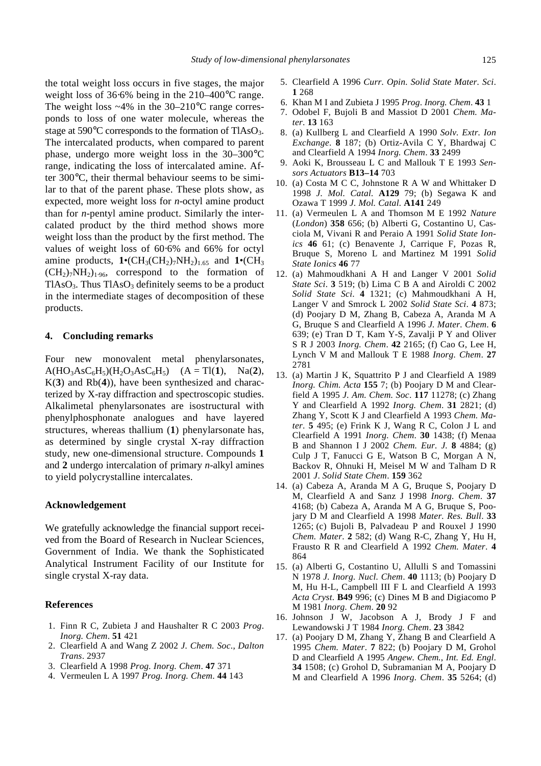the total weight loss occurs in five stages, the major weight loss of 36·6% being in the 210–400°C range. The weight loss ~4% in the 30–210°C range corresponds to loss of one water molecule, whereas the stage at 590°C corresponds to the formation of $TlAsO_3$. The intercalated products, when compared to parent phase, undergo more weight loss in the 30–300°C range, indicating the loss of intercalated amine. After 300°C, their thermal behaviour seems to be similar to that of the parent phase. These plots show, as expected, more weight loss for *n*-octyl amine product than for *n*-pentyl amine product. Similarly the intercalated product by the third method shows more weight loss than the product by the first method. The values of weight loss of 60·6% and 66% for octyl amine products, $\mathbf{1}\bullet(CH_3(CH_2)_7NH_2)_{1.65}$ and $\mathbf{1}\bullet(CH_3(CH_2)_7NH_2)_{1.96}$, correspond to the formation of $TlAsO_3$. Thus $TlAsO_3$ definitely seems to be a product in the intermediate stages of decomposition of these products.

## 4. Concluding remarks

Four new monovalent metal phenylarsonates, $A(HO_3AsC_6H_5)(H_2O_3AsC_6H_5)$ (A = Tl(**1**), Na(**2**), K(**3**) and Rb(**4**)), have been synthesized and characterized by X-ray diffraction and spectroscopic studies. Alkalimetal phenylarsonates are isostructural with phenylphosphonate analogues and have layered structures, whereas thallium (**1**) phenylarsonate has, as determined by single crystal X-ray diffraction study, new one-dimensional structure. Compounds **1** and **2** undergo intercalation of primary *n*-alkyl amines to yield polycrystalline intercalates.

## Acknowledgement

We gratefully acknowledge the financial support received from the Board of Research in Nuclear Sciences, Government of India. We thank the Sophisticated Analytical Instrument Facility of our Institute for single crystal X-ray data.

## References

1. Finn R C, Zubieta J and Haushalter R C 2003 *Prog. Inorg. Chem*. **51** 421
2. Clearfield A and Wang Z 2002 *J. Chem. Soc., Dalton Trans*. 2937
3. Clearfield A 1998 *Prog. Inorg. Chem*. **47** 371
4. Vermeulen L A 1997 *Prog. Inorg. Chem*. **44** 143
5. Clearfield A 1996 *Curr. Opin. Solid State Mater. Sci*. **1** 268
6. Khan M I and Zubieta J 1995 *Prog. Inorg. Chem*. **43** 1
7. Odobel F, Bujoli B and Massiot D 2001 *Chem. Mater*. **13** 163
8. (a) Kullberg L and Clearfield A 1990 *Solv. Extr. Ion Exchange*. **8** 187; (b) Ortiz-Avila C Y, Bhardwaj C and Clearfield A 1994 *Inorg. Chem*. **33** 2499
9. Aoki K, Brousseau L C and Mallouk T E 1993 *Sensors Actuators* **B13–14** 703
10. (a) Costa M C C, Johnstone R A W and Whittaker D 1998 *J. Mol. Catal.* **A129** 79; (b) Segawa K and Ozawa T 1999 *J. Mol. Catal.* **A141** 249
11. (a) Vermeulen L A and Thomson M E 1992 *Nature* (*London*) **358** 656; (b) Alberti G, Costantino U, Casciola M, Vivani R and Peraio A 1991 *Solid State Ionics* **46** 61; (c) Benavente J, Carrique F, Pozas R, Bruque S, Moreno L and Martinez M 1991 *Solid State Ionics* **46** 77
12. (a) Mahmoudkhani A H and Langer V 2001 *Solid State Sci*. **3** 519; (b) Lima C B A and Airoldi C 2002 *Solid State Sci.* **4** 1321; (c) Mahmoudkhani A H, Langer V and Smrock L 2002 *Solid State Sci*. **4** 873; (d) Poojary D M, Zhang B, Cabeza A, Aranda M A G, Bruque S and Clearfield A 1996 *J. Mater. Chem*. **6** 639; (e) Tran D T, Kam Y-S, Zavalji P Y and Oliver S R J 2003 *Inorg. Chem*. **42** 2165; (f) Cao G, Lee H, Lynch V M and Mallouk T E 1988 *Inorg. Chem*. **27** 2781
13. (a) Martin J K, Squattrito P J and Clearfield A 1989 *Inorg. Chim. Acta* **155** 7; (b) Poojary D M and Clearfield A 1995 *J. Am. Chem. Soc*. **117** 11278; (c) Zhang Y and Clearfield A 1992 *Inorg. Chem*. **31** 2821; (d) Zhang Y, Scott K J and Clearfield A 1993 *Chem. Mater*. **5** 495; (e) Frink K J, Wang R C, Colon J L and Clearfield A 1991 *Inorg. Chem*. **30** 1438; (f) Menaa B and Shannon I J 2002 *Chem. Eur. J.* **8** 4884; (g) Culp J T, Fanucci G E, Watson B C, Morgan A N, Backov R, Ohnuki H, Meisel M W and Talham D R 2001 *J. Solid State Chem*. **159** 362
14. (a) Cabeza A, Aranda M A G, Bruque S, Poojary D M, Clearfield A and Sanz J 1998 *Inorg. Chem*. **37** 4168; (b) Cabeza A, Aranda M A G, Bruque S, Poojary D M and Clearfield A 1998 *Mater. Res. Bull*. **33** 1265; (c) Bujoli B, Palvadeau P and Rouxel J 1990 *Chem. Mater*. **2** 582; (d) Wang R-C, Zhang Y, Hu H, Frausto R R and Clearfield A 1992 *Chem. Mater*. **4** 864
15. (a) Alberti G, Costantino U, Allulli S and Tomassini N 1978 *J. Inorg. Nucl. Chem*. **40** 1113; (b) Poojary D M, Hu H-L, Campbell III F L and Clearfield A 1993 *Acta Cryst*. **B49** 996; (c) Dines M B and Digiacomo P M 1981 *Inorg. Chem*. **20** 92
16. Johnson J W, Jacobson A J, Brody J F and Lewandowski J T 1984 *Inorg. Chem*. **23** 3842
17. (a) Poojary D M, Zhang Y, Zhang B and Clearfield A 1995 *Chem. Mater*. **7** 822; (b) Poojary D M, Grohol D and Clearfield A 1995 *Angew. Chem., Int. Ed. Engl*. **34** 1508; (c) Grohol D, Subramanian M A, Poojary D M and Clearfield A 1996 *Inorg. Chem*. **35** 5264; (d)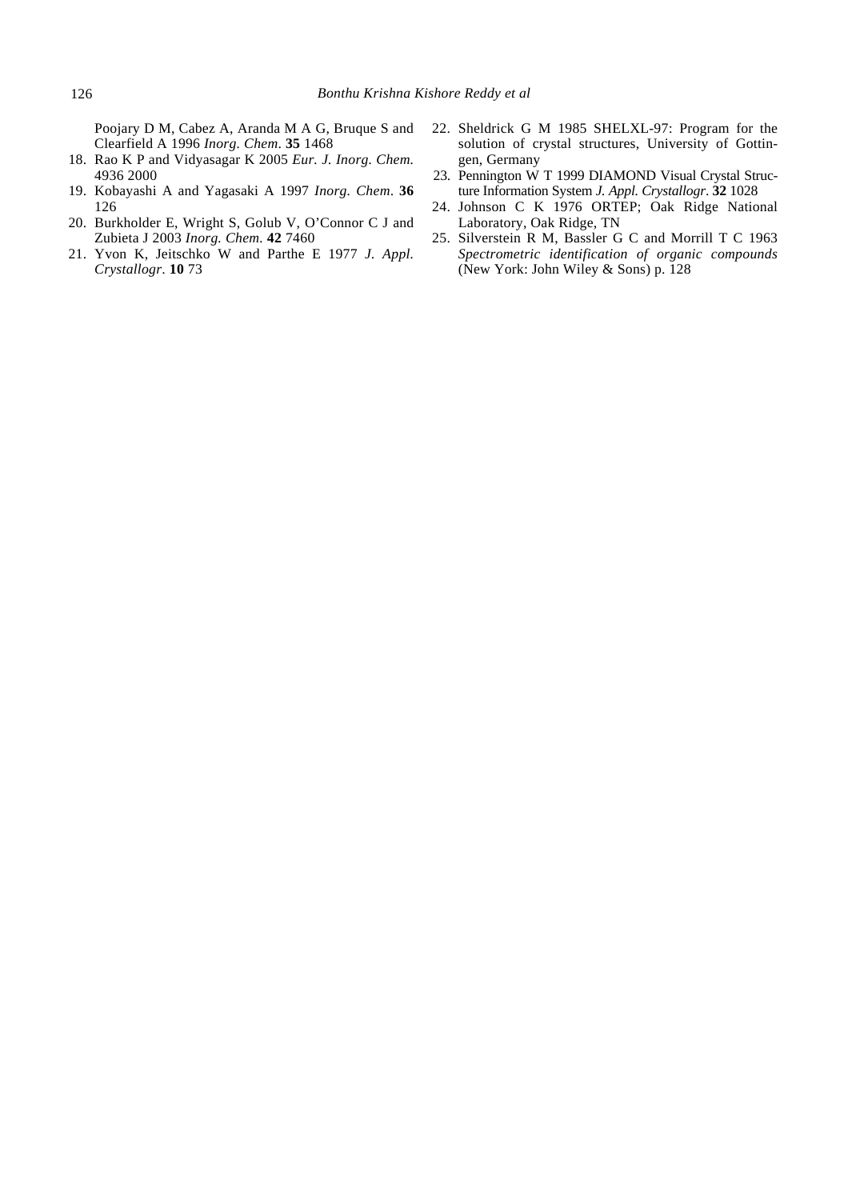Poojary D M, Cabez A, Aranda M A G, Bruque S and Clearfield A 1996 *Inorg. Chem*. **35** 1468

18. Rao K P and Vidyasagar K 2005 *Eur. J. Inorg. Chem.* 4936 2000
19. Kobayashi A and Yagasaki A 1997 *Inorg. Chem*. **36** 126
20. Burkholder E, Wright S, Golub V, O'Connor C J and Zubieta J 2003 *Inorg. Chem*. **42** 7460
21. Yvon K, Jeitschko W and Parthe E 1977 *J. Appl. Crystallogr*. **10** 73
22. Sheldrick G M 1985 SHELXL-97: Program for the solution of crystal structures, University of Gottingen, Germany
23. Pennington W T 1999 DIAMOND Visual Crystal Structure Information System *J. Appl. Crystallogr*. **32** 1028
24. Johnson C K 1976 ORTEP; Oak Ridge National Laboratory, Oak Ridge, TN
25. Silverstein R M, Bassler G C and Morrill T C 1963 *Spectrometric identification of organic compounds* (New York: John Wiley & Sons) p. 128